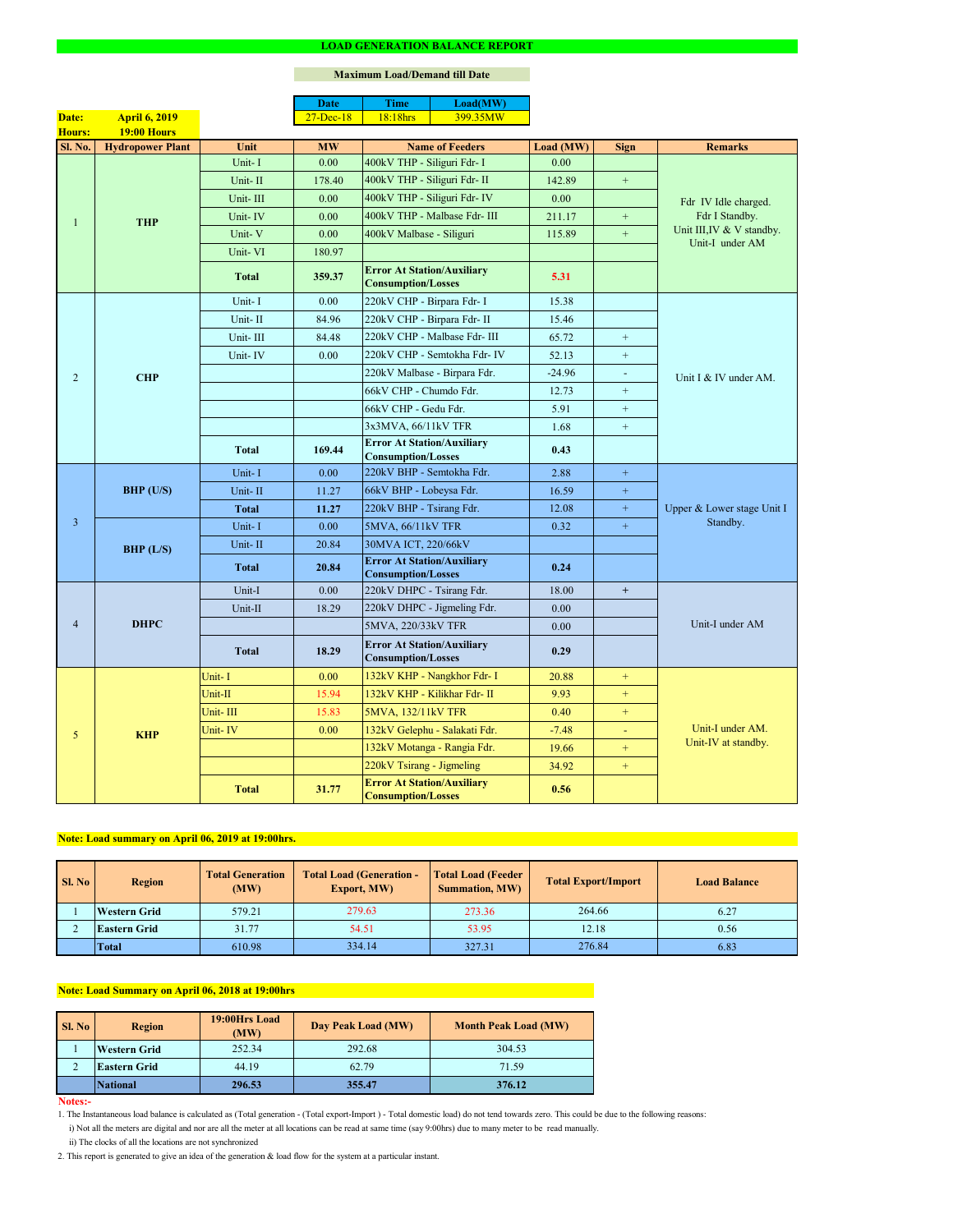# LOAD GENERATION BALANCE REPORT

**Maximum Load/Demand till Date**

| Date | Time | Load(MW) |
|---|---|---|
| 27-Dec-18 | 18:18hrs | 399.35MW |

**Date:** April 6, 2019
**Hours:** 19:00 Hours

| Sl. No. | Hydropower Plant | Unit | MW | Name of Feeders | Load (MW) | Sign | Remarks |
|---|---|---|---|---|---|---|---|
| 1 | THP | Unit- I | 0.00 | 400kV THP - Siliguri Fdr- I | 0.00 | | Fdr IV Idle charged. Fdr I Standby. Unit III,IV & V standby. Unit-I under AM |
| | | Unit- II | 178.40 | 400kV THP - Siliguri Fdr- II | 142.89 | + | |
| | | Unit- III | 0.00 | 400kV THP - Siliguri Fdr- IV | 0.00 | | |
| | | Unit- IV | 0.00 | 400kV THP - Malbase Fdr- III | 211.17 | + | |
| | | Unit- V | 0.00 | 400kV Malbase - Siliguri | 115.89 | + | |
| | | Unit- VI | 180.97 | | | | |
| | | **Total** | **359.37** | **Error At Station/Auxiliary Consumption/Losses** | **5.31** | | |
| 2 | CHP | Unit- I | 0.00 | 220kV CHP - Birpara Fdr- I | 15.38 | | Unit I & IV under AM. |
| | | Unit- II | 84.96 | 220kV CHP - Birpara Fdr- II | 15.46 | | |
| | | Unit- III | 84.48 | 220kV CHP - Malbase Fdr- III | 65.72 | + | |
| | | Unit- IV | 0.00 | 220kV CHP - Semtokha Fdr- IV | 52.13 | + | |
| | | | | 220kV Malbase - Birpara Fdr. | -24.96 | - | |
| | | | | 66kV CHP - Chumdo Fdr. | 12.73 | + | |
| | | | | 66kV CHP - Gedu Fdr. | 5.91 | + | |
| | | | | 3x3MVA, 66/11kV TFR | 1.68 | + | |
| | | **Total** | **169.44** | **Error At Station/Auxiliary Consumption/Losses** | **0.43** | | |
| 3 | BHP (U/S) | Unit- I | 0.00 | 220kV BHP - Semtokha Fdr. | 2.88 | + | Upper & Lower stage Unit I Standby. |
| | | Unit- II | 11.27 | 66kV BHP - Lobeysa Fdr. | 16.59 | + | |
| | | **Total** | **11.27** | 220kV BHP - Tsirang Fdr. | 12.08 | + | |
| | BHP (L/S) | Unit- I | 0.00 | 5MVA, 66/11kV TFR | 0.32 | + | |
| | | Unit- II | 20.84 | 30MVA ICT, 220/66kV | | | |
| | | **Total** | **20.84** | **Error At Station/Auxiliary Consumption/Losses** | **0.24** | | |
| 4 | DHPC | Unit-I | 0.00 | 220kV DHPC - Tsirang Fdr. | 18.00 | + | Unit-I under AM |
| | | Unit-II | 18.29 | 220kV DHPC - Jigmeling Fdr. | 0.00 | | |
| | | | | 5MVA, 220/33kV TFR | 0.00 | | |
| | | **Total** | **18.29** | **Error At Station/Auxiliary Consumption/Losses** | **0.29** | | |
| 5 | KHP | Unit- I | 0.00 | 132kV KHP - Nangkhor Fdr- I | 20.88 | + | Unit-I under AM. Unit-IV at standby. |
| | | Unit-II | 15.94 | 132kV KHP - Kilikhar Fdr- II | 9.93 | + | |
| | | Unit- III | 15.83 | 5MVA, 132/11kV TFR | 0.40 | + | |
| | | Unit- IV | 0.00 | 132kV Gelephu - Salakati Fdr. | -7.48 | - | |
| | | | | 132kV Motanga - Rangia Fdr. | 19.66 | + | |
| | | | | 220kV Tsirang - Jigmeling | 34.92 | + | |
| | | **Total** | **31.77** | **Error At Station/Auxiliary Consumption/Losses** | **0.56** | | |

**Note: Load summary on April 06, 2019 at 19:00hrs.**

| Sl. No | Region | Total Generation (MW) | Total Load (Generation - Export, MW) | Total Load (Feeder Summation, MW) | Total Export/Import | Load Balance |
|---|---|---|---|---|---|---|
| 1 | Western Grid | 579.21 | 279.63 | 273.36 | 264.66 | 6.27 |
| 2 | Eastern Grid | 31.77 | 54.51 | 53.95 | 12.18 | 0.56 |
| | **Total** | 610.98 | 334.14 | 327.31 | 276.84 | 6.83 |

**Note: Load Summary on April 06, 2018 at 19:00hrs**

| Sl. No | Region | 19:00Hrs Load (MW) | Day Peak Load (MW) | Month Peak Load (MW) |
|---|---|---|---|---|
| 1 | Western Grid | 252.34 | 292.68 | 304.53 |
| 2 | Eastern Grid | 44.19 | 62.79 | 71.59 |
| | **National** | **296.53** | **355.47** | **376.12** |

**Notes:-**

1. The Instantaneous load balance is calculated as (Total generation - (Total export-Import ) - Total domestic load) do not tend towards zero. This could be due to the following reasons:
   i) Not all the meters are digital and nor are all the meter at all locations can be read at same time (say 9:00hrs) due to many meter to be read manually.
   ii) The clocks of all the locations are not synchronized
2. This report is generated to give an idea of the generation & load flow for the system at a particular instant.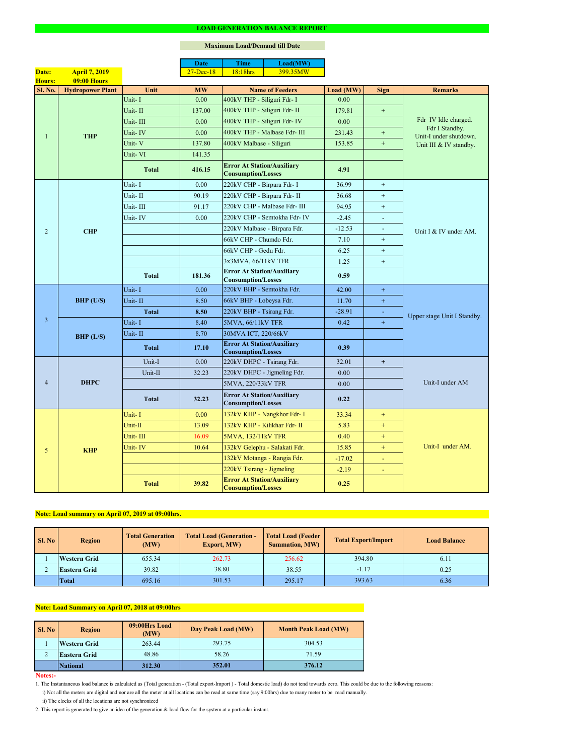# LOAD GENERATION BALANCE REPORT

**Maximum Load/Demand till Date**

| Date | Time | Load(MW) |
|---|---|---|
| 27-Dec-18 | 18:18hrs | 399.35MW |

**Date:** April 7, 2019
**Hours:** 09:00 Hours

| Sl. No. | Hydropower Plant | Unit | MW | Name of Feeders | Load (MW) | Sign | Remarks |
|---|---|---|---|---|---|---|---|
| 1 | THP | Unit- I | 0.00 | 400kV THP - Siliguri Fdr- I | 0.00 | | Fdr IV Idle charged. Fdr I Standby. Unit-I under shutdown. Unit III & IV standby. |
| | | Unit- II | 137.00 | 400kV THP - Siliguri Fdr- II | 179.81 | + | |
| | | Unit- III | 0.00 | 400kV THP - Siliguri Fdr- IV | 0.00 | | |
| | | Unit- IV | 0.00 | 400kV THP - Malbase Fdr- III | 231.43 | + | |
| | | Unit- V | 137.80 | 400kV Malbase - Siliguri | 153.85 | + | |
| | | Unit- VI | 141.35 | | | | |
| | | **Total** | **416.15** | **Error At Station/Auxiliary Consumption/Losses** | **4.91** | | |
| 2 | CHP | Unit- I | 0.00 | 220kV CHP - Birpara Fdr- I | 36.99 | + | Unit I & IV under AM. |
| | | Unit- II | 90.19 | 220kV CHP - Birpara Fdr- II | 36.68 | + | |
| | | Unit- III | 91.17 | 220kV CHP - Malbase Fdr- III | 94.95 | + | |
| | | Unit- IV | 0.00 | 220kV CHP - Semtokha Fdr- IV | -2.45 | - | |
| | | | | 220kV Malbase - Birpara Fdr. | -12.53 | - | |
| | | | | 66kV CHP - Chumdo Fdr. | 7.10 | + | |
| | | | | 66kV CHP - Gedu Fdr. | 6.25 | + | |
| | | | | 3x3MVA, 66/11kV TFR | 1.25 | + | |
| | | **Total** | **181.36** | **Error At Station/Auxiliary Consumption/Losses** | **0.59** | | |
| 3 | BHP (U/S) | Unit- I | 0.00 | 220kV BHP - Semtokha Fdr. | 42.00 | + | Upper stage Unit I Standby. |
| | | Unit- II | 8.50 | 66kV BHP - Lobeysa Fdr. | 11.70 | + | |
| | | **Total** | **8.50** | 220kV BHP - Tsirang Fdr. | -28.91 | - | |
| | BHP (L/S) | Unit- I | 8.40 | 5MVA, 66/11kV TFR | 0.42 | + | |
| | | Unit- II | 8.70 | 30MVA ICT, 220/66kV | | | |
| | | **Total** | **17.10** | **Error At Station/Auxiliary Consumption/Losses** | **0.39** | | |
| 4 | DHPC | Unit-I | 0.00 | 220kV DHPC - Tsirang Fdr. | 32.01 | + | Unit-I under AM |
| | | Unit-II | 32.23 | 220kV DHPC - Jigmeling Fdr. | 0.00 | | |
| | | | | 5MVA, 220/33kV TFR | 0.00 | | |
| | | **Total** | **32.23** | **Error At Station/Auxiliary Consumption/Losses** | **0.22** | | |
| 5 | KHP | Unit- I | 0.00 | 132kV KHP - Nangkhor Fdr- I | 33.34 | + | Unit-I under AM. |
| | | Unit-II | 13.09 | 132kV KHP - Kilikhar Fdr- II | 5.83 | + | |
| | | Unit- III | 16.09 | 5MVA, 132/11kV TFR | 0.40 | + | |
| | | Unit- IV | 10.64 | 132kV Gelephu - Salakati Fdr. | 15.85 | + | |
| | | | | 132kV Motanga - Rangia Fdr. | -17.02 | - | |
| | | | | 220kV Tsirang - Jigmeling | -2.19 | - | |
| | | **Total** | **39.82** | **Error At Station/Auxiliary Consumption/Losses** | **0.25** | | |

**Note: Load summary on April 07, 2019 at 09:00hrs.**

| Sl. No | Region | Total Generation (MW) | Total Load (Generation - Export, MW) | Total Load (Feeder Summation, MW) | Total Export/Import | Load Balance |
|---|---|---|---|---|---|---|
| 1 | Western Grid | 655.34 | 262.73 | 256.62 | 394.80 | 6.11 |
| 2 | Eastern Grid | 39.82 | 38.80 | 38.55 | -1.17 | 0.25 |
| | Total | 695.16 | 301.53 | 295.17 | 393.63 | 6.36 |

**Note: Load Summary on April 07, 2018 at 09:00hrs**

| Sl. No | Region | 09:00Hrs Load (MW) | Day Peak Load (MW) | Month Peak Load (MW) |
|---|---|---|---|---|
| 1 | Western Grid | 263.44 | 293.75 | 304.53 |
| 2 | Eastern Grid | 48.86 | 58.26 | 71.59 |
| | **National** | **312.30** | **352.01** | **376.12** |

**Notes:-**

1. The Instantaneous load balance is calculated as (Total generation - (Total export-Import ) - Total domestic load) do not tend towards zero. This could be due to the following reasons:
   i) Not all the meters are digital and nor are all the meter at all locations can be read at same time (say 9:00hrs) due to many meter to be read manually.
   ii) The clocks of all the locations are not synchronized
2. This report is generated to give an idea of the generation & load flow for the system at a particular instant.